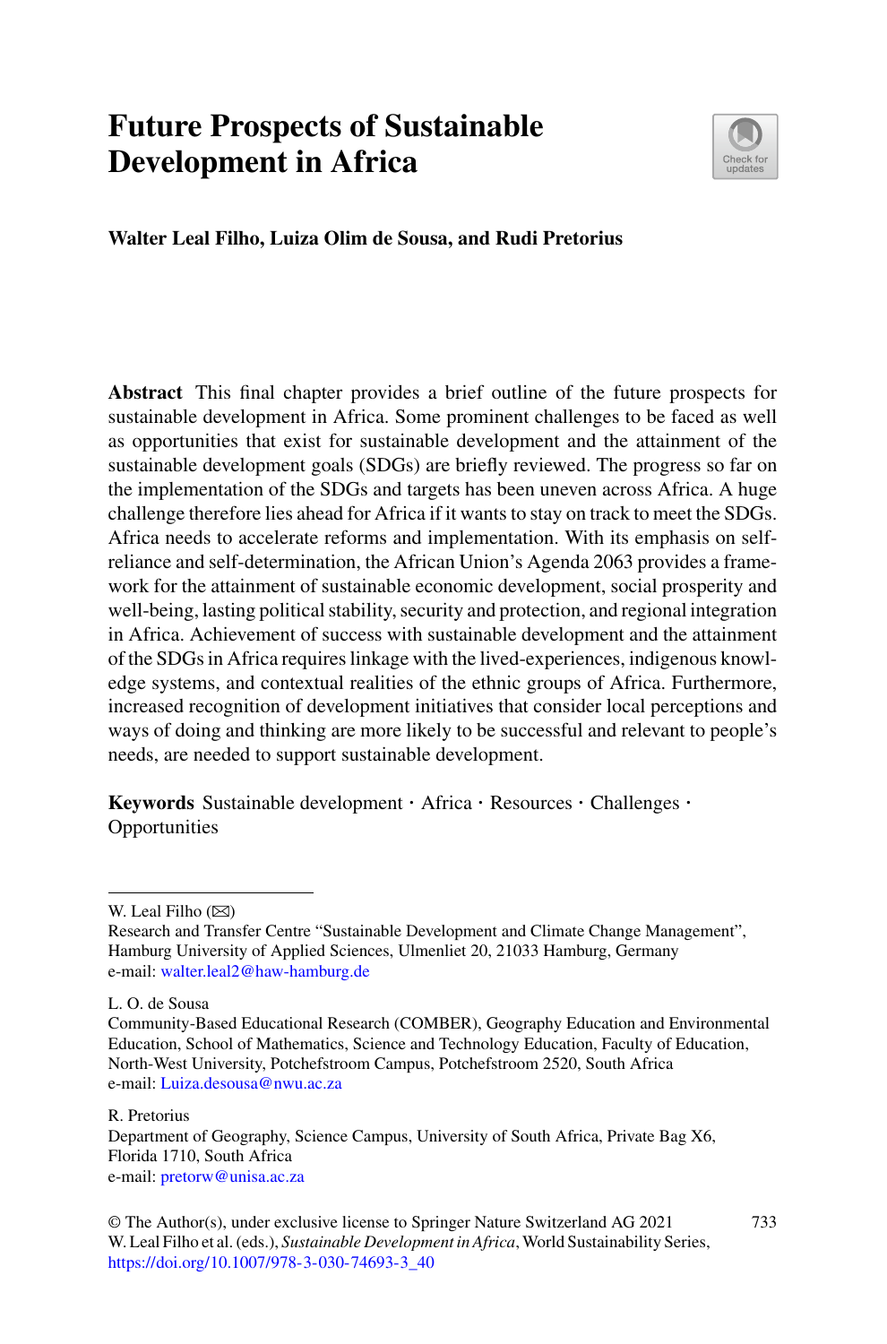# Future Prospects of Sustainable Development in Africa

**Walter Leal Filho, Luiza Olim de Sousa, and Rudi Pretorius**

**Abstract** This final chapter provides a brief outline of the future prospects for sustainable development in Africa. Some prominent challenges to be faced as well as opportunities that exist for sustainable development and the attainment of the sustainable development goals (SDGs) are briefly reviewed. The progress so far on the implementation of the SDGs and targets has been uneven across Africa. A huge challenge therefore lies ahead for Africa if it wants to stay on track to meet the SDGs. Africa needs to accelerate reforms and implementation. With its emphasis on self-reliance and self-determination, the African Union's Agenda 2063 provides a framework for the attainment of sustainable economic development, social prosperity and well-being, lasting political stability, security and protection, and regional integration in Africa. Achievement of success with sustainable development and the attainment of the SDGs in Africa requires linkage with the lived-experiences, indigenous knowledge systems, and contextual realities of the ethnic groups of Africa. Furthermore, increased recognition of development initiatives that consider local perceptions and ways of doing and thinking are more likely to be successful and relevant to people's needs, are needed to support sustainable development.

**Keywords** Sustainable development · Africa · Resources · Challenges · Opportunities

---

W. Leal Filho (✉)
Research and Transfer Centre "Sustainable Development and Climate Change Management", Hamburg University of Applied Sciences, Ulmenliet 20, 21033 Hamburg, Germany
e-mail: walter.leal2@haw-hamburg.de

L. O. de Sousa
Community-Based Educational Research (COMBER), Geography Education and Environmental Education, School of Mathematics, Science and Technology Education, Faculty of Education, North-West University, Potchefstroom Campus, Potchefstroom 2520, South Africa
e-mail: Luiza.desousa@nwu.ac.za

R. Pretorius
Department of Geography, Science Campus, University of South Africa, Private Bag X6, Florida 1710, South Africa
e-mail: pretorw@unisa.ac.za

© The Author(s), under exclusive license to Springer Nature Switzerland AG 2021
W. Leal Filho et al. (eds.), *Sustainable Development in Africa*, World Sustainability Series,
https://doi.org/10.1007/978-3-030-74693-3_40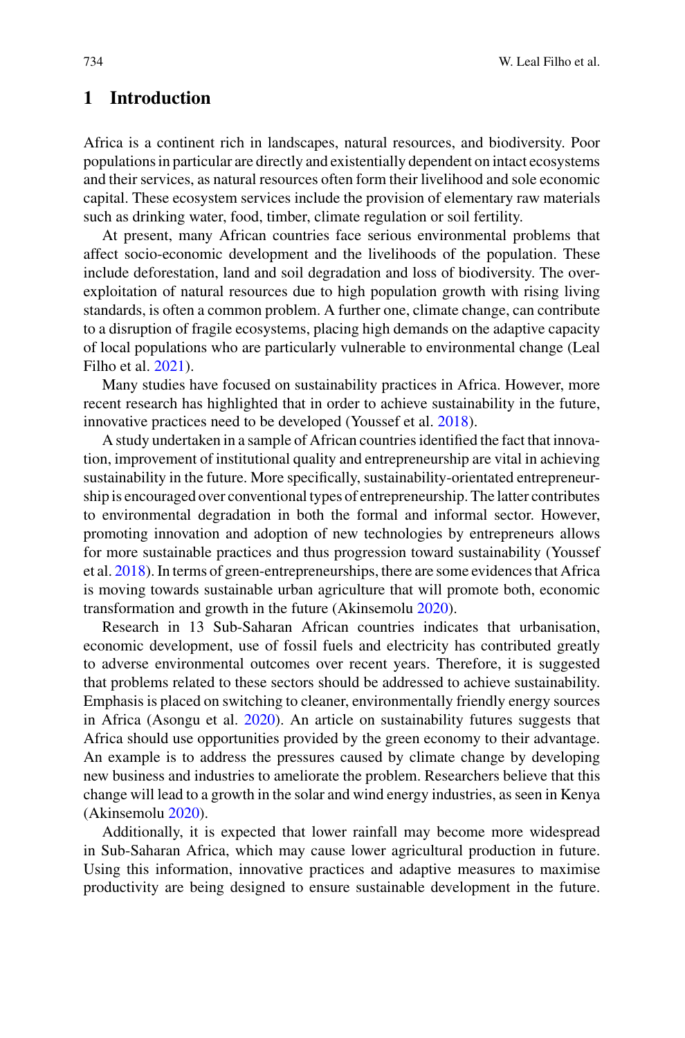## 1 Introduction

Africa is a continent rich in landscapes, natural resources, and biodiversity. Poor populations in particular are directly and existentially dependent on intact ecosystems and their services, as natural resources often form their livelihood and sole economic capital. These ecosystem services include the provision of elementary raw materials such as drinking water, food, timber, climate regulation or soil fertility.

At present, many African countries face serious environmental problems that affect socio-economic development and the livelihoods of the population. These include deforestation, land and soil degradation and loss of biodiversity. The over-exploitation of natural resources due to high population growth with rising living standards, is often a common problem. A further one, climate change, can contribute to a disruption of fragile ecosystems, placing high demands on the adaptive capacity of local populations who are particularly vulnerable to environmental change (Leal Filho et al. 2021).

Many studies have focused on sustainability practices in Africa. However, more recent research has highlighted that in order to achieve sustainability in the future, innovative practices need to be developed (Youssef et al. 2018).

A study undertaken in a sample of African countries identified the fact that innovation, improvement of institutional quality and entrepreneurship are vital in achieving sustainability in the future. More specifically, sustainability-orientated entrepreneurship is encouraged over conventional types of entrepreneurship. The latter contributes to environmental degradation in both the formal and informal sector. However, promoting innovation and adoption of new technologies by entrepreneurs allows for more sustainable practices and thus progression toward sustainability (Youssef et al. 2018). In terms of green-entrepreneurships, there are some evidences that Africa is moving towards sustainable urban agriculture that will promote both, economic transformation and growth in the future (Akinsemolu 2020).

Research in 13 Sub-Saharan African countries indicates that urbanisation, economic development, use of fossil fuels and electricity has contributed greatly to adverse environmental outcomes over recent years. Therefore, it is suggested that problems related to these sectors should be addressed to achieve sustainability. Emphasis is placed on switching to cleaner, environmentally friendly energy sources in Africa (Asongu et al. 2020). An article on sustainability futures suggests that Africa should use opportunities provided by the green economy to their advantage. An example is to address the pressures caused by climate change by developing new business and industries to ameliorate the problem. Researchers believe that this change will lead to a growth in the solar and wind energy industries, as seen in Kenya (Akinsemolu 2020).

Additionally, it is expected that lower rainfall may become more widespread in Sub-Saharan Africa, which may cause lower agricultural production in future. Using this information, innovative practices and adaptive measures to maximise productivity are being designed to ensure sustainable development in the future.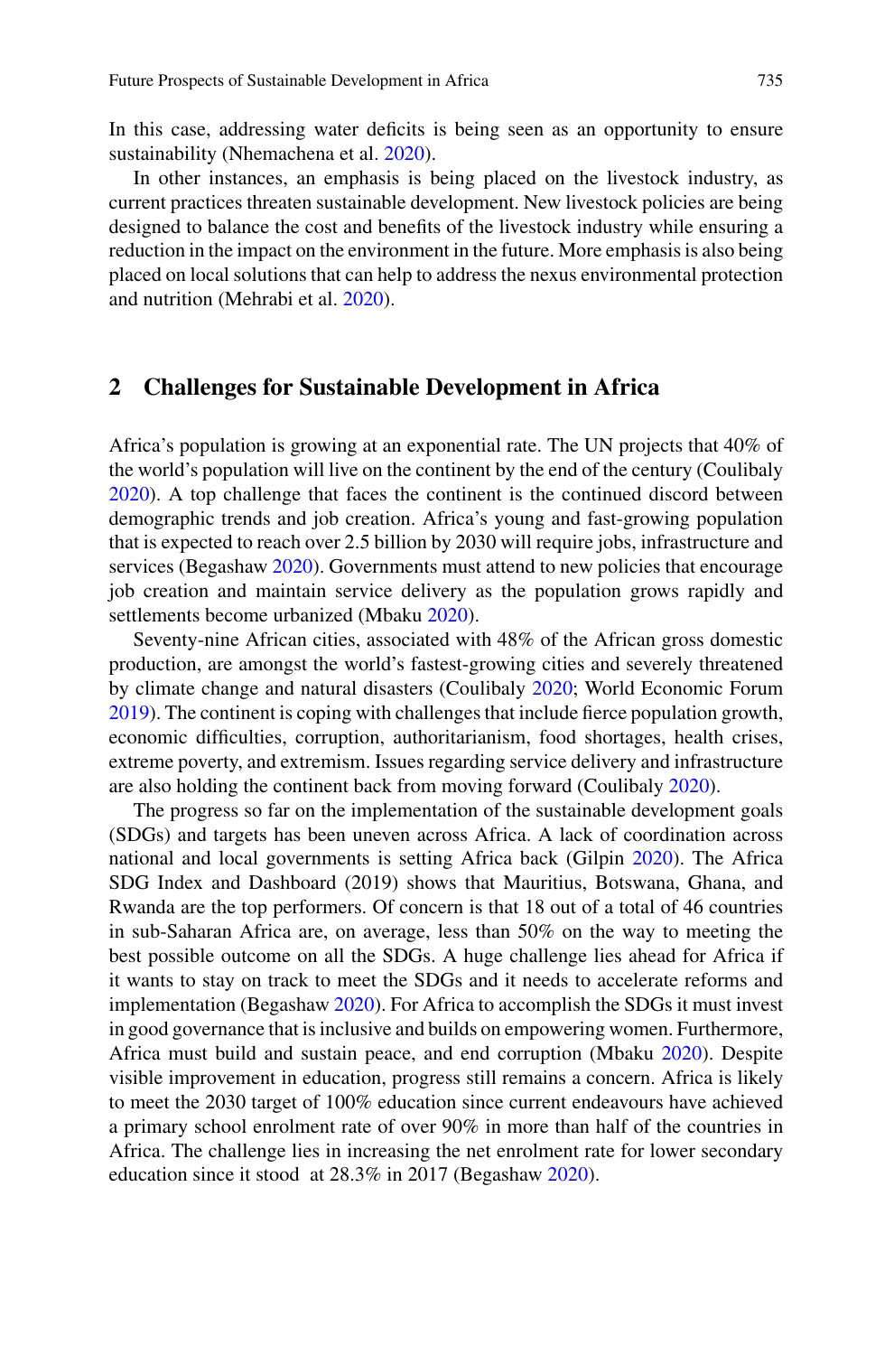In this case, addressing water deficits is being seen as an opportunity to ensure sustainability (Nhemachena et al. 2020).

In other instances, an emphasis is being placed on the livestock industry, as current practices threaten sustainable development. New livestock policies are being designed to balance the cost and benefits of the livestock industry while ensuring a reduction in the impact on the environment in the future. More emphasis is also being placed on local solutions that can help to address the nexus environmental protection and nutrition (Mehrabi et al. 2020).

## 2 Challenges for Sustainable Development in Africa

Africa's population is growing at an exponential rate. The UN projects that 40% of the world's population will live on the continent by the end of the century (Coulibaly 2020). A top challenge that faces the continent is the continued discord between demographic trends and job creation. Africa's young and fast-growing population that is expected to reach over 2.5 billion by 2030 will require jobs, infrastructure and services (Begashaw 2020). Governments must attend to new policies that encourage job creation and maintain service delivery as the population grows rapidly and settlements become urbanized (Mbaku 2020).

Seventy-nine African cities, associated with 48% of the African gross domestic production, are amongst the world's fastest-growing cities and severely threatened by climate change and natural disasters (Coulibaly 2020; World Economic Forum 2019). The continent is coping with challenges that include fierce population growth, economic difficulties, corruption, authoritarianism, food shortages, health crises, extreme poverty, and extremism. Issues regarding service delivery and infrastructure are also holding the continent back from moving forward (Coulibaly 2020).

The progress so far on the implementation of the sustainable development goals (SDGs) and targets has been uneven across Africa. A lack of coordination across national and local governments is setting Africa back (Gilpin 2020). The Africa SDG Index and Dashboard (2019) shows that Mauritius, Botswana, Ghana, and Rwanda are the top performers. Of concern is that 18 out of a total of 46 countries in sub-Saharan Africa are, on average, less than 50% on the way to meeting the best possible outcome on all the SDGs. A huge challenge lies ahead for Africa if it wants to stay on track to meet the SDGs and it needs to accelerate reforms and implementation (Begashaw 2020). For Africa to accomplish the SDGs it must invest in good governance that is inclusive and builds on empowering women. Furthermore, Africa must build and sustain peace, and end corruption (Mbaku 2020). Despite visible improvement in education, progress still remains a concern. Africa is likely to meet the 2030 target of 100% education since current endeavours have achieved a primary school enrolment rate of over 90% in more than half of the countries in Africa. The challenge lies in increasing the net enrolment rate for lower secondary education since it stood at 28.3% in 2017 (Begashaw 2020).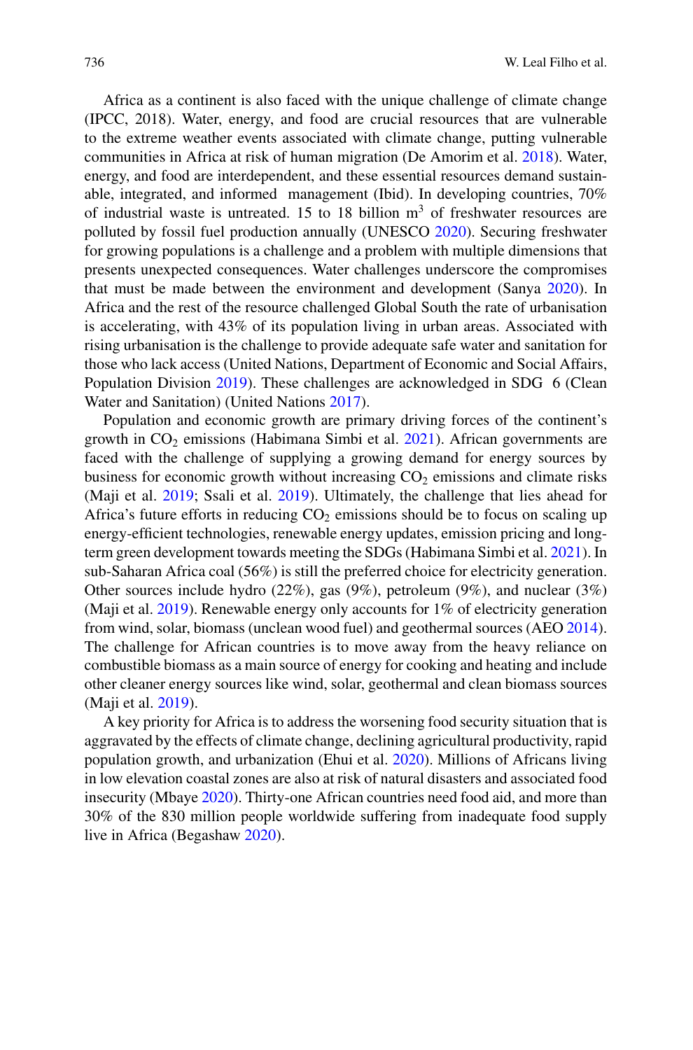Africa as a continent is also faced with the unique challenge of climate change (IPCC, 2018). Water, energy, and food are crucial resources that are vulnerable to the extreme weather events associated with climate change, putting vulnerable communities in Africa at risk of human migration (De Amorim et al. 2018). Water, energy, and food are interdependent, and these essential resources demand sustainable, integrated, and informed management (Ibid). In developing countries, 70% of industrial waste is untreated. 15 to 18 billion m$^3$ of freshwater resources are polluted by fossil fuel production annually (UNESCO 2020). Securing freshwater for growing populations is a challenge and a problem with multiple dimensions that presents unexpected consequences. Water challenges underscore the compromises that must be made between the environment and development (Sanya 2020). In Africa and the rest of the resource challenged Global South the rate of urbanisation is accelerating, with 43% of its population living in urban areas. Associated with rising urbanisation is the challenge to provide adequate safe water and sanitation for those who lack access (United Nations, Department of Economic and Social Affairs, Population Division 2019). These challenges are acknowledged in SDG 6 (Clean Water and Sanitation) (United Nations 2017).

Population and economic growth are primary driving forces of the continent's growth in $CO_2$ emissions (Habimana Simbi et al. 2021). African governments are faced with the challenge of supplying a growing demand for energy sources by business for economic growth without increasing $CO_2$ emissions and climate risks (Maji et al. 2019; Ssali et al. 2019). Ultimately, the challenge that lies ahead for Africa's future efforts in reducing $CO_2$ emissions should be to focus on scaling up energy-efficient technologies, renewable energy updates, emission pricing and long-term green development towards meeting the SDGs (Habimana Simbi et al. 2021). In sub-Saharan Africa coal (56%) is still the preferred choice for electricity generation. Other sources include hydro (22%), gas (9%), petroleum (9%), and nuclear (3%) (Maji et al. 2019). Renewable energy only accounts for 1% of electricity generation from wind, solar, biomass (unclean wood fuel) and geothermal sources (AEO 2014). The challenge for African countries is to move away from the heavy reliance on combustible biomass as a main source of energy for cooking and heating and include other cleaner energy sources like wind, solar, geothermal and clean biomass sources (Maji et al. 2019).

A key priority for Africa is to address the worsening food security situation that is aggravated by the effects of climate change, declining agricultural productivity, rapid population growth, and urbanization (Ehui et al. 2020). Millions of Africans living in low elevation coastal zones are also at risk of natural disasters and associated food insecurity (Mbaye 2020). Thirty-one African countries need food aid, and more than 30% of the 830 million people worldwide suffering from inadequate food supply live in Africa (Begashaw 2020).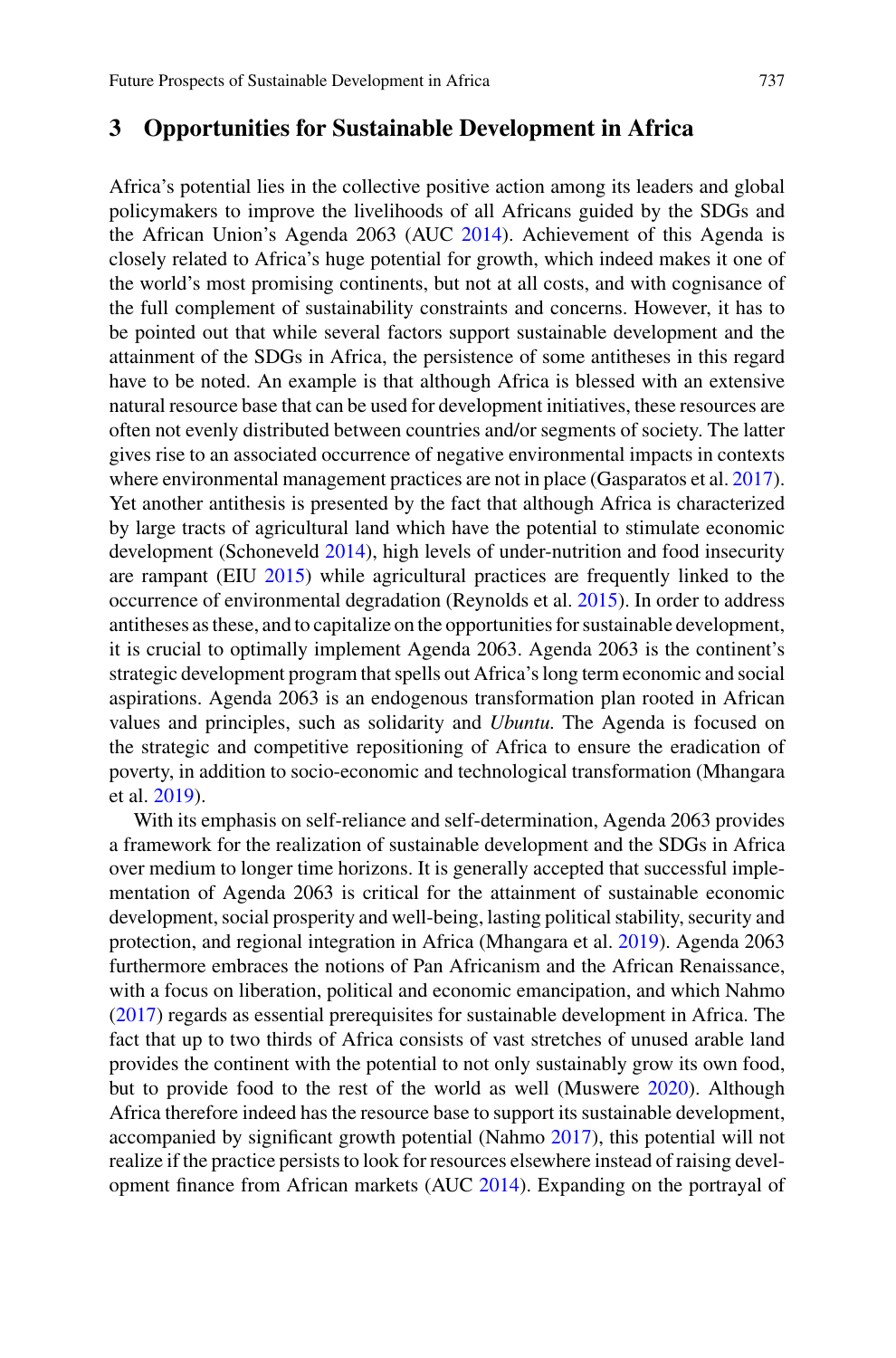## 3 Opportunities for Sustainable Development in Africa

Africa's potential lies in the collective positive action among its leaders and global policymakers to improve the livelihoods of all Africans guided by the SDGs and the African Union's Agenda 2063 (AUC 2014). Achievement of this Agenda is closely related to Africa's huge potential for growth, which indeed makes it one of the world's most promising continents, but not at all costs, and with cognisance of the full complement of sustainability constraints and concerns. However, it has to be pointed out that while several factors support sustainable development and the attainment of the SDGs in Africa, the persistence of some antitheses in this regard have to be noted. An example is that although Africa is blessed with an extensive natural resource base that can be used for development initiatives, these resources are often not evenly distributed between countries and/or segments of society. The latter gives rise to an associated occurrence of negative environmental impacts in contexts where environmental management practices are not in place (Gasparatos et al. 2017). Yet another antithesis is presented by the fact that although Africa is characterized by large tracts of agricultural land which have the potential to stimulate economic development (Schoneveld 2014), high levels of under-nutrition and food insecurity are rampant (EIU 2015) while agricultural practices are frequently linked to the occurrence of environmental degradation (Reynolds et al. 2015). In order to address antitheses as these, and to capitalize on the opportunities for sustainable development, it is crucial to optimally implement Agenda 2063. Agenda 2063 is the continent's strategic development program that spells out Africa's long term economic and social aspirations. Agenda 2063 is an endogenous transformation plan rooted in African values and principles, such as solidarity and *Ubuntu.* The Agenda is focused on the strategic and competitive repositioning of Africa to ensure the eradication of poverty, in addition to socio-economic and technological transformation (Mhangara et al. 2019).

With its emphasis on self-reliance and self-determination, Agenda 2063 provides a framework for the realization of sustainable development and the SDGs in Africa over medium to longer time horizons. It is generally accepted that successful implementation of Agenda 2063 is critical for the attainment of sustainable economic development, social prosperity and well-being, lasting political stability, security and protection, and regional integration in Africa (Mhangara et al. 2019). Agenda 2063 furthermore embraces the notions of Pan Africanism and the African Renaissance, with a focus on liberation, political and economic emancipation, and which Nahmo (2017) regards as essential prerequisites for sustainable development in Africa. The fact that up to two thirds of Africa consists of vast stretches of unused arable land provides the continent with the potential to not only sustainably grow its own food, but to provide food to the rest of the world as well (Muswere 2020). Although Africa therefore indeed has the resource base to support its sustainable development, accompanied by significant growth potential (Nahmo 2017), this potential will not realize if the practice persists to look for resources elsewhere instead of raising development finance from African markets (AUC 2014). Expanding on the portrayal of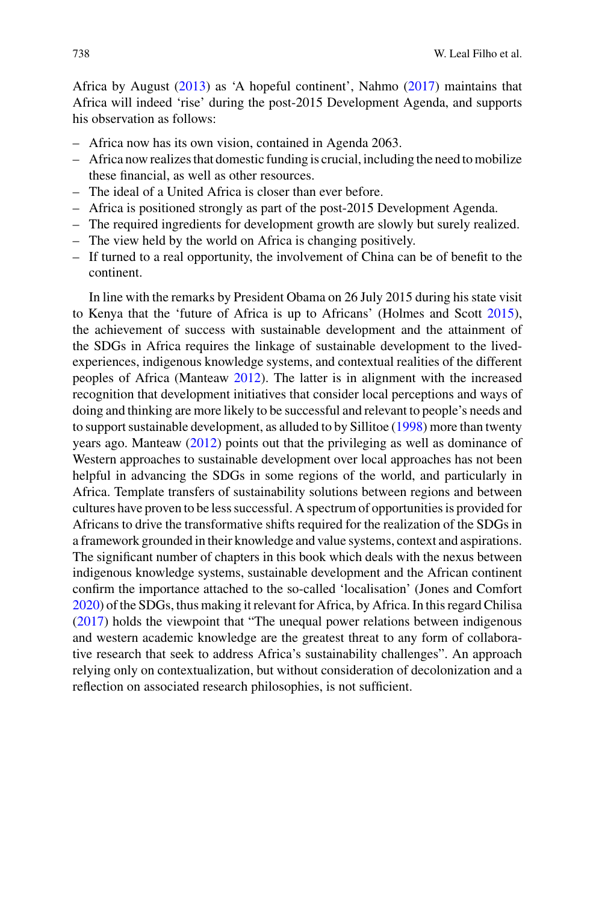Africa by August (2013) as 'A hopeful continent', Nahmo (2017) maintains that Africa will indeed 'rise' during the post-2015 Development Agenda, and supports his observation as follows:

- Africa now has its own vision, contained in Agenda 2063.
- Africa now realizes that domestic funding is crucial, including the need to mobilize these financial, as well as other resources.
- The ideal of a United Africa is closer than ever before.
- Africa is positioned strongly as part of the post-2015 Development Agenda.
- The required ingredients for development growth are slowly but surely realized.
- The view held by the world on Africa is changing positively.
- If turned to a real opportunity, the involvement of China can be of benefit to the continent.

In line with the remarks by President Obama on 26 July 2015 during his state visit to Kenya that the 'future of Africa is up to Africans' (Holmes and Scott 2015), the achievement of success with sustainable development and the attainment of the SDGs in Africa requires the linkage of sustainable development to the lived-experiences, indigenous knowledge systems, and contextual realities of the different peoples of Africa (Manteaw 2012). The latter is in alignment with the increased recognition that development initiatives that consider local perceptions and ways of doing and thinking are more likely to be successful and relevant to people's needs and to support sustainable development, as alluded to by Sillitoe (1998) more than twenty years ago. Manteaw (2012) points out that the privileging as well as dominance of Western approaches to sustainable development over local approaches has not been helpful in advancing the SDGs in some regions of the world, and particularly in Africa. Template transfers of sustainability solutions between regions and between cultures have proven to be less successful. A spectrum of opportunities is provided for Africans to drive the transformative shifts required for the realization of the SDGs in a framework grounded in their knowledge and value systems, context and aspirations. The significant number of chapters in this book which deals with the nexus between indigenous knowledge systems, sustainable development and the African continent confirm the importance attached to the so-called 'localisation' (Jones and Comfort 2020) of the SDGs, thus making it relevant for Africa, by Africa. In this regard Chilisa (2017) holds the viewpoint that "The unequal power relations between indigenous and western academic knowledge are the greatest threat to any form of collaborative research that seek to address Africa's sustainability challenges". An approach relying only on contextualization, but without consideration of decolonization and a reflection on associated research philosophies, is not sufficient.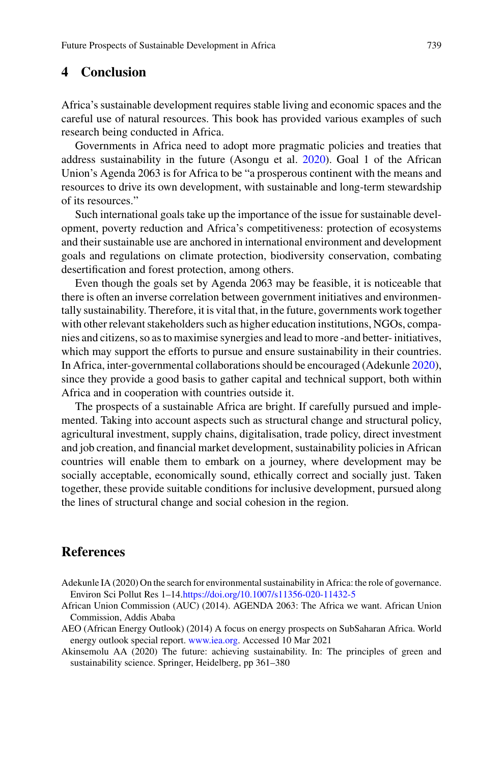## 4 Conclusion

Africa's sustainable development requires stable living and economic spaces and the careful use of natural resources. This book has provided various examples of such research being conducted in Africa.

Governments in Africa need to adopt more pragmatic policies and treaties that address sustainability in the future (Asongu et al. 2020). Goal 1 of the African Union's Agenda 2063 is for Africa to be "a prosperous continent with the means and resources to drive its own development, with sustainable and long-term stewardship of its resources."

Such international goals take up the importance of the issue for sustainable development, poverty reduction and Africa's competitiveness: protection of ecosystems and their sustainable use are anchored in international environment and development goals and regulations on climate protection, biodiversity conservation, combating desertification and forest protection, among others.

Even though the goals set by Agenda 2063 may be feasible, it is noticeable that there is often an inverse correlation between government initiatives and environmentally sustainability. Therefore, it is vital that, in the future, governments work together with other relevant stakeholders such as higher education institutions, NGOs, companies and citizens, so as to maximise synergies and lead to more -and better- initiatives, which may support the efforts to pursue and ensure sustainability in their countries. In Africa, inter-governmental collaborations should be encouraged (Adekunle 2020), since they provide a good basis to gather capital and technical support, both within Africa and in cooperation with countries outside it.

The prospects of a sustainable Africa are bright. If carefully pursued and implemented. Taking into account aspects such as structural change and structural policy, agricultural investment, supply chains, digitalisation, trade policy, direct investment and job creation, and financial market development, sustainability policies in African countries will enable them to embark on a journey, where development may be socially acceptable, economically sound, ethically correct and socially just. Taken together, these provide suitable conditions for inclusive development, pursued along the lines of structural change and social cohesion in the region.

## References

Adekunle IA (2020) On the search for environmental sustainability in Africa: the role of governance. Environ Sci Pollut Res 1–14.https://doi.org/10.1007/s11356-020-11432-5

African Union Commission (AUC) (2014). AGENDA 2063: The Africa we want. African Union Commission, Addis Ababa

AEO (African Energy Outlook) (2014) A focus on energy prospects on SubSaharan Africa. World energy outlook special report. www.iea.org. Accessed 10 Mar 2021

Akinsemolu AA (2020) The future: achieving sustainability. In: The principles of green and sustainability science. Springer, Heidelberg, pp 361–380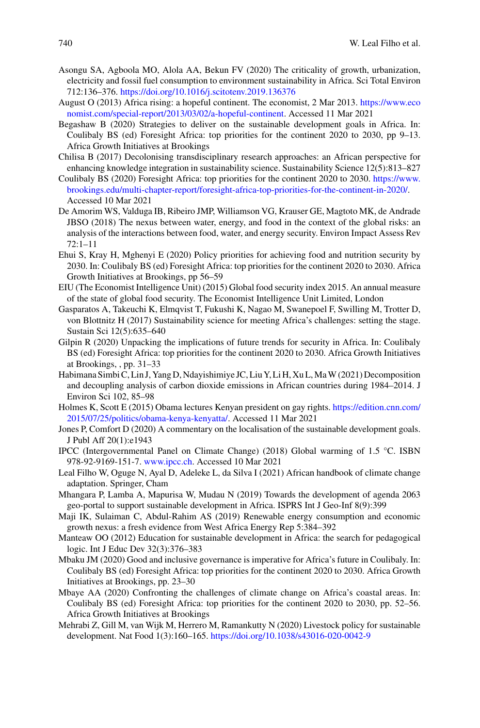Asongu SA, Agboola MO, Alola AA, Bekun FV (2020) The criticality of growth, urbanization, electricity and fossil fuel consumption to environment sustainability in Africa. Sci Total Environ 712:136–376. https://doi.org/10.1016/j.scitotenv.2019.136376

August O (2013) Africa rising: a hopeful continent. The economist, 2 Mar 2013. https://www.economist.com/special-report/2013/03/02/a-hopeful-continent. Accessed 11 Mar 2021

Begashaw B (2020) Strategies to deliver on the sustainable development goals in Africa. In: Coulibaly BS (ed) Foresight Africa: top priorities for the continent 2020 to 2030, pp 9–13. Africa Growth Initiatives at Brookings

Chilisa B (2017) Decolonising transdisciplinary research approaches: an African perspective for enhancing knowledge integration in sustainability science. Sustainability Science 12(5):813–827

Coulibaly BS (2020) Foresight Africa: top priorities for the continent 2020 to 2030. https://www.brookings.edu/multi-chapter-report/foresight-africa-top-priorities-for-the-continent-in-2020/. Accessed 10 Mar 2021

De Amorim WS, Valduga IB, Ribeiro JMP, Williamson VG, Krauser GE, Magtoto MK, de Andrade JBSO (2018) The nexus between water, energy, and food in the context of the global risks: an analysis of the interactions between food, water, and energy security. Environ Impact Assess Rev 72:1–11

Ehui S, Kray H, Mghenyi E (2020) Policy priorities for achieving food and nutrition security by 2030. In: Coulibaly BS (ed) Foresight Africa: top priorities for the continent 2020 to 2030. Africa Growth Initiatives at Brookings, pp 56–59

EIU (The Economist Intelligence Unit) (2015) Global food security index 2015. An annual measure of the state of global food security. The Economist Intelligence Unit Limited, London

Gasparatos A, Takeuchi K, Elmqvist T, Fukushi K, Nagao M, Swanepoel F, Swilling M, Trotter D, von Blottnitz H (2017) Sustainability science for meeting Africa's challenges: setting the stage. Sustain Sci 12(5):635–640

Gilpin R (2020) Unpacking the implications of future trends for security in Africa. In: Coulibaly BS (ed) Foresight Africa: top priorities for the continent 2020 to 2030. Africa Growth Initiatives at Brookings, , pp. 31–33

Habimana Simbi C, Lin J, Yang D, Ndayishimiye JC, Liu Y, Li H, Xu L, Ma W (2021) Decomposition and decoupling analysis of carbon dioxide emissions in African countries during 1984–2014. J Environ Sci 102, 85–98

Holmes K, Scott E (2015) Obama lectures Kenyan president on gay rights. https://edition.cnn.com/2015/07/25/politics/obama-kenya-kenyatta/. Accessed 11 Mar 2021

Jones P, Comfort D (2020) A commentary on the localisation of the sustainable development goals. J Publ Aff 20(1):e1943

IPCC (Intergovernmental Panel on Climate Change) (2018) Global warming of 1.5 °C. ISBN 978-92-9169-151-7. www.ipcc.ch. Accessed 10 Mar 2021

Leal Filho W, Oguge N, Ayal D, Adeleke L, da Silva I (2021) African handbook of climate change adaptation. Springer, Cham

Mhangara P, Lamba A, Mapurisa W, Mudau N (2019) Towards the development of agenda 2063 geo-portal to support sustainable development in Africa. ISPRS Int J Geo-Inf 8(9):399

Maji IK, Sulaiman C, Abdul-Rahim AS (2019) Renewable energy consumption and economic growth nexus: a fresh evidence from West Africa Energy Rep 5:384–392

Manteaw OO (2012) Education for sustainable development in Africa: the search for pedagogical logic. Int J Educ Dev 32(3):376–383

Mbaku JM (2020) Good and inclusive governance is imperative for Africa's future in Coulibaly. In: Coulibaly BS (ed) Foresight Africa: top priorities for the continent 2020 to 2030. Africa Growth Initiatives at Brookings, pp. 23–30

Mbaye AA (2020) Confronting the challenges of climate change on Africa's coastal areas. In: Coulibaly BS (ed) Foresight Africa: top priorities for the continent 2020 to 2030, pp. 52–56. Africa Growth Initiatives at Brookings

Mehrabi Z, Gill M, van Wijk M, Herrero M, Ramankutty N (2020) Livestock policy for sustainable development. Nat Food 1(3):160–165. https://doi.org/10.1038/s43016-020-0042-9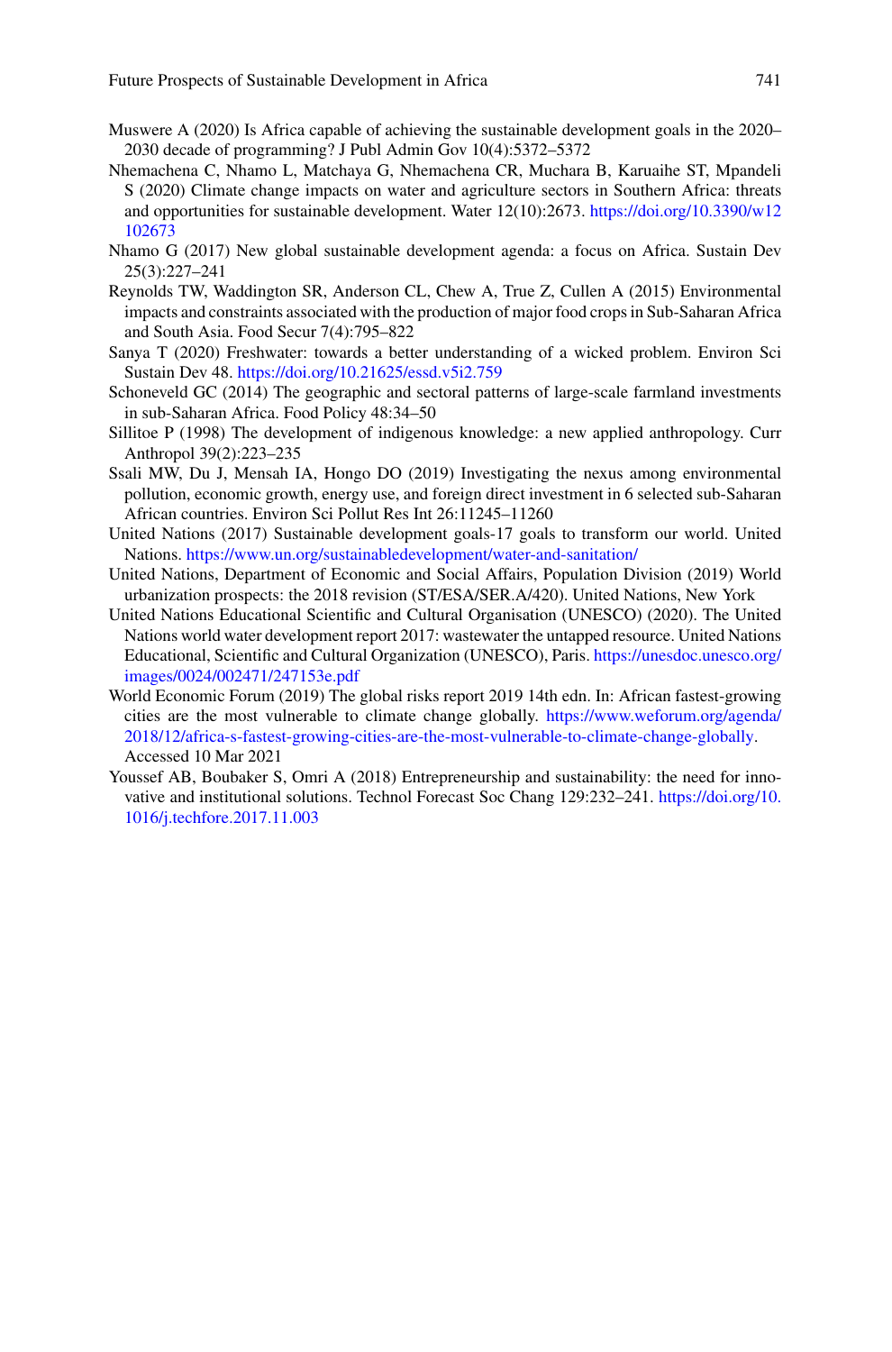Muswere A (2020) Is Africa capable of achieving the sustainable development goals in the 2020–2030 decade of programming? J Publ Admin Gov 10(4):5372–5372

Nhemachena C, Nhamo L, Matchaya G, Nhemachena CR, Muchara B, Karuaihe ST, Mpandeli S (2020) Climate change impacts on water and agriculture sectors in Southern Africa: threats and opportunities for sustainable development. Water 12(10):2673. https://doi.org/10.3390/w12102673

Nhamo G (2017) New global sustainable development agenda: a focus on Africa. Sustain Dev 25(3):227–241

Reynolds TW, Waddington SR, Anderson CL, Chew A, True Z, Cullen A (2015) Environmental impacts and constraints associated with the production of major food crops in Sub-Saharan Africa and South Asia. Food Secur 7(4):795–822

Sanya T (2020) Freshwater: towards a better understanding of a wicked problem. Environ Sci Sustain Dev 48. https://doi.org/10.21625/essd.v5i2.759

Schoneveld GC (2014) The geographic and sectoral patterns of large-scale farmland investments in sub-Saharan Africa. Food Policy 48:34–50

Sillitoe P (1998) The development of indigenous knowledge: a new applied anthropology. Curr Anthropol 39(2):223–235

Ssali MW, Du J, Mensah IA, Hongo DO (2019) Investigating the nexus among environmental pollution, economic growth, energy use, and foreign direct investment in 6 selected sub-Saharan African countries. Environ Sci Pollut Res Int 26:11245–11260

United Nations (2017) Sustainable development goals-17 goals to transform our world. United Nations. https://www.un.org/sustainabledevelopment/water-and-sanitation/

United Nations, Department of Economic and Social Affairs, Population Division (2019) World urbanization prospects: the 2018 revision (ST/ESA/SER.A/420). United Nations, New York

United Nations Educational Scientific and Cultural Organisation (UNESCO) (2020). The United Nations world water development report 2017: wastewater the untapped resource. United Nations Educational, Scientific and Cultural Organization (UNESCO), Paris. https://unesdoc.unesco.org/images/0024/002471/247153e.pdf

World Economic Forum (2019) The global risks report 2019 14th edn. In: African fastest-growing cities are the most vulnerable to climate change globally. https://www.weforum.org/agenda/2018/12/africa-s-fastest-growing-cities-are-the-most-vulnerable-to-climate-change-globally. Accessed 10 Mar 2021

Youssef AB, Boubaker S, Omri A (2018) Entrepreneurship and sustainability: the need for innovative and institutional solutions. Technol Forecast Soc Chang 129:232–241. https://doi.org/10.1016/j.techfore.2017.11.003